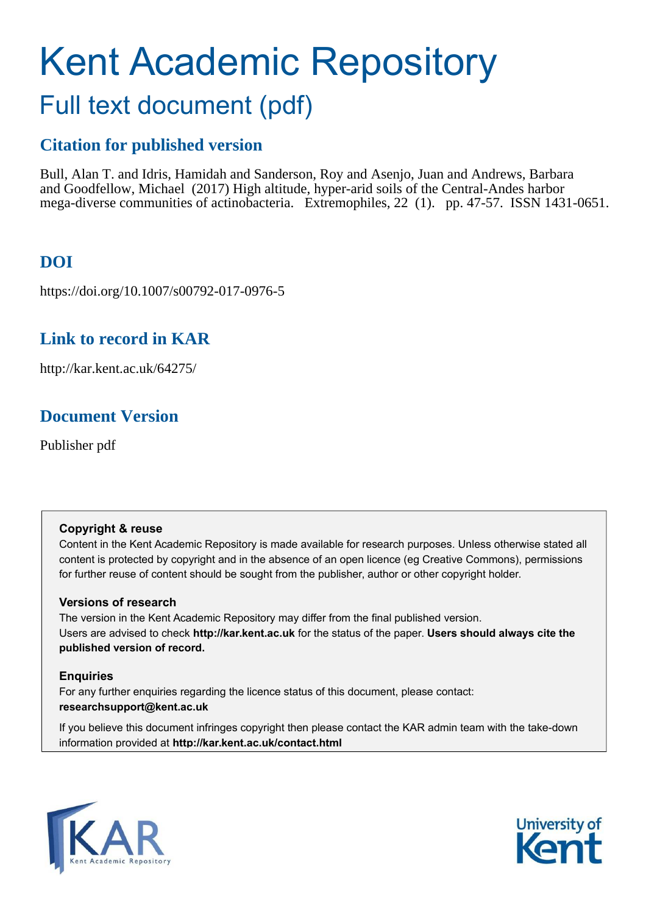# Kent Academic Repository

## Full text document (pdf)

## Citation for published version

Bull, Alan T. and Idris, Hamidah and Sanderson, Roy and Asenjo, Juan and Andrews, Barbara and Goodfellow, Michael (2017) High altitude, hyper-arid soils of the Central-Andes harbor mega-diverse communities of actinobacteria. Extremophiles, 22 (1). pp. 47-57. ISSN 1431-0651.

## DOI

https://doi.org/10.1007/s00792-017-0976-5

## Link to record in KAR

http://kar.kent.ac.uk/64275/

## Document Version

Publisher pdf

### Copyright & reuse

Content in the Kent Academic Repository is made available for research purposes. Unless otherwise stated all content is protected by copyright and in the absence of an open licence (eg Creative Commons), permissions for further reuse of content should be sought from the publisher, author or other copyright holder.

### Versions of research

The version in the Kent Academic Repository may differ from the final published version.
Users are advised to check **http://kar.kent.ac.uk** for the status of the paper. **Users should always cite the published version of record.**

### Enquiries

For any further enquiries regarding the licence status of this document, please contact:
**researchsupport@kent.ac.uk**

If you believe this document infringes copyright then please contact the KAR admin team with the take-down information provided at **http://kar.kent.ac.uk/contact.html**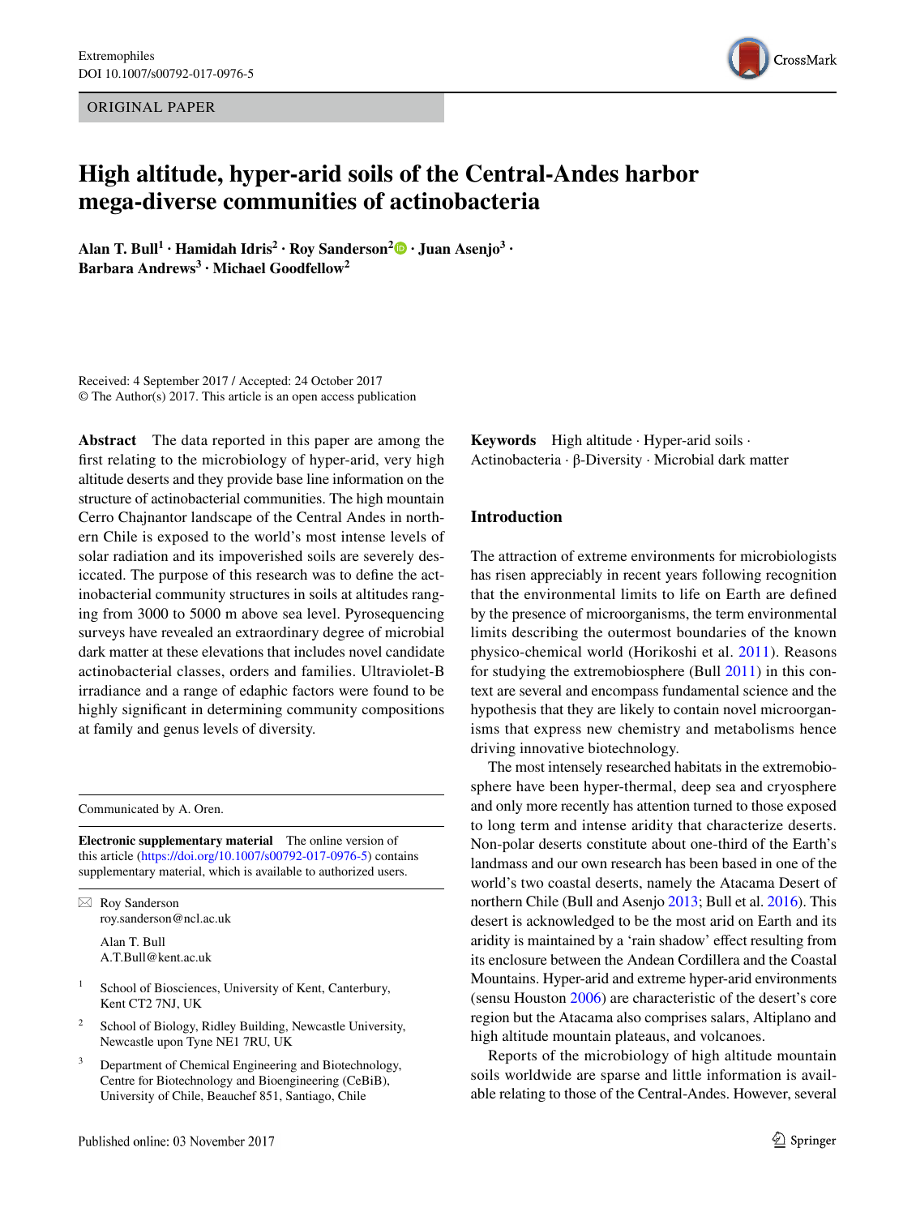Extremophiles
DOI 10.1007/s00792-017-0976-5

ORIGINAL PAPER

# High altitude, hyper-arid soils of the Central-Andes harbor mega-diverse communities of actinobacteria

**Alan T. Bull[1] · Hamidah Idris[2] · Roy Sanderson[2] · Juan Asenjo[3] · Barbara Andrews[3] · Michael Goodfellow[2]**

Received: 4 September 2017 / Accepted: 24 October 2017
© The Author(s) 2017. This article is an open access publication

**Abstract** The data reported in this paper are among the first relating to the microbiology of hyper-arid, very high altitude deserts and they provide base line information on the structure of actinobacterial communities. The high mountain Cerro Chajnantor landscape of the Central Andes in northern Chile is exposed to the world's most intense levels of solar radiation and its impoverished soils are severely desiccated. The purpose of this research was to define the actinobacterial community structures in soils at altitudes ranging from 3000 to 5000 m above sea level. Pyrosequencing surveys have revealed an extraordinary degree of microbial dark matter at these elevations that includes novel candidate actinobacterial classes, orders and families. Ultraviolet-B irradiance and a range of edaphic factors were found to be highly significant in determining community compositions at family and genus levels of diversity.

**Keywords** High altitude · Hyper-arid soils · Actinobacteria · β-Diversity · Microbial dark matter

Communicated by A. Oren.

**Electronic supplementary material** The online version of this article (https://doi.org/10.1007/s00792-017-0976-5) contains supplementary material, which is available to authorized users.

✉ Roy Sanderson
roy.sanderson@ncl.ac.uk

Alan T. Bull
A.T.Bull@kent.ac.uk

[1] School of Biosciences, University of Kent, Canterbury, Kent CT2 7NJ, UK

[2] School of Biology, Ridley Building, Newcastle University, Newcastle upon Tyne NE1 7RU, UK

[3] Department of Chemical Engineering and Biotechnology, Centre for Biotechnology and Bioengineering (CeBiB), University of Chile, Beauchef 851, Santiago, Chile

## Introduction

The attraction of extreme environments for microbiologists has risen appreciably in recent years following recognition that the environmental limits to life on Earth are defined by the presence of microorganisms, the term environmental limits describing the outermost boundaries of the known physico-chemical world (Horikoshi et al. 2011). Reasons for studying the extremobiosphere (Bull 2011) in this context are several and encompass fundamental science and the hypothesis that they are likely to contain novel microorganisms that express new chemistry and metabolisms hence driving innovative biotechnology.

The most intensely researched habitats in the extremobiosphere have been hyper-thermal, deep sea and cryosphere and only more recently has attention turned to those exposed to long term and intense aridity that characterize deserts. Non-polar deserts constitute about one-third of the Earth's landmass and our own research has been based in one of the world's two coastal deserts, namely the Atacama Desert of northern Chile (Bull and Asenjo 2013; Bull et al. 2016). This desert is acknowledged to be the most arid on Earth and its aridity is maintained by a 'rain shadow' effect resulting from its enclosure between the Andean Cordillera and the Coastal Mountains. Hyper-arid and extreme hyper-arid environments (sensu Houston 2006) are characteristic of the desert's core region but the Atacama also comprises salars, Altiplano and high altitude mountain plateaus, and volcanoes.

Reports of the microbiology of high altitude mountain soils worldwide are sparse and little information is available relating to those of the Central-Andes. However, several

Published online: 03 November 2017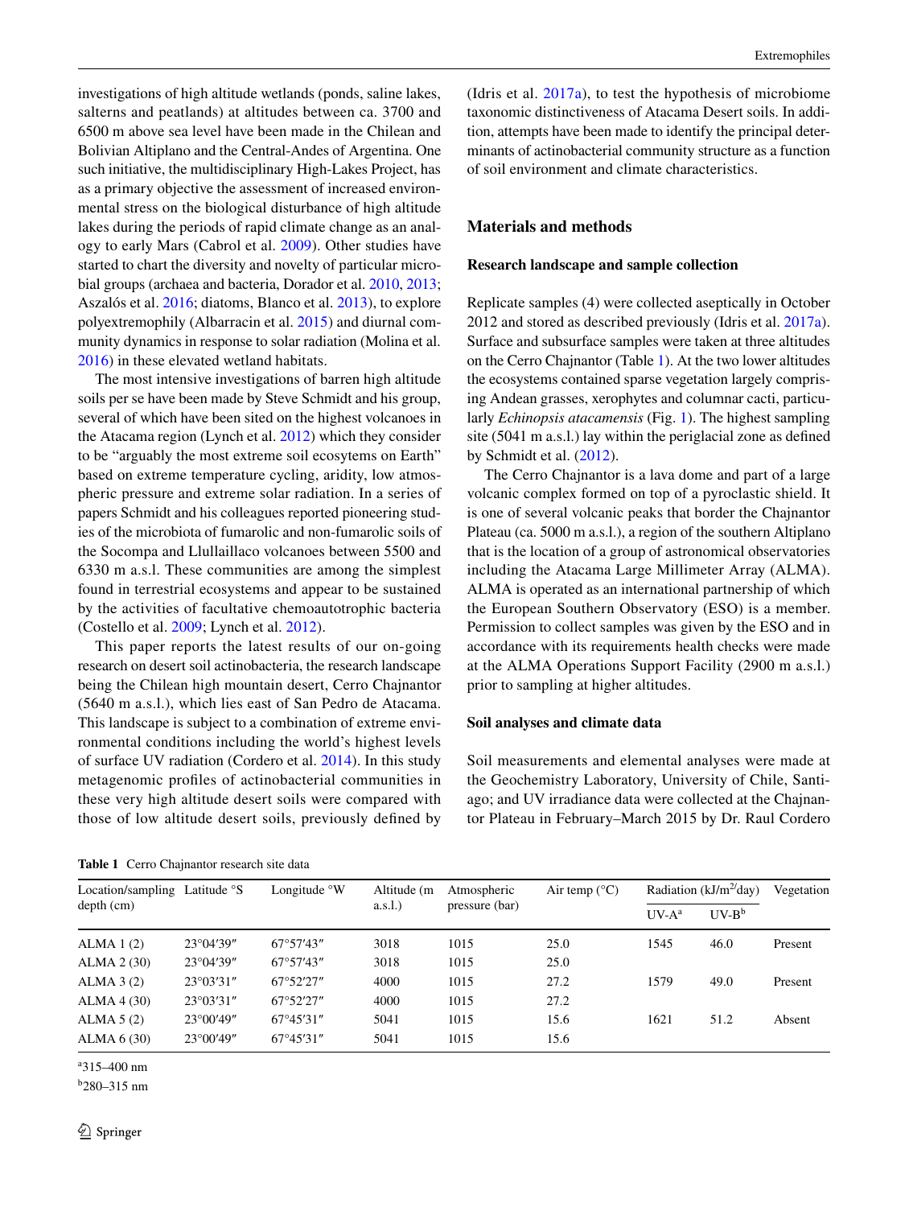investigations of high altitude wetlands (ponds, saline lakes, salterns and peatlands) at altitudes between ca. 3700 and 6500 m above sea level have been made in the Chilean and Bolivian Altiplano and the Central-Andes of Argentina. One such initiative, the multidisciplinary High-Lakes Project, has as a primary objective the assessment of increased environmental stress on the biological disturbance of high altitude lakes during the periods of rapid climate change as an analogy to early Mars (Cabrol et al. 2009). Other studies have started to chart the diversity and novelty of particular microbial groups (archaea and bacteria, Dorador et al. 2010, 2013; Aszalós et al. 2016; diatoms, Blanco et al. 2013), to explore polyextremophily (Albarracin et al. 2015) and diurnal community dynamics in response to solar radiation (Molina et al. 2016) in these elevated wetland habitats.

The most intensive investigations of barren high altitude soils per se have been made by Steve Schmidt and his group, several of which have been sited on the highest volcanoes in the Atacama region (Lynch et al. 2012) which they consider to be "arguably the most extreme soil ecosystems on Earth" based on extreme temperature cycling, aridity, low atmospheric pressure and extreme solar radiation. In a series of papers Schmidt and his colleagues reported pioneering studies of the microbiota of fumarolic and non-fumarolic soils of the Socompa and Llullaillaco volcanoes between 5500 and 6330 m a.s.l. These communities are among the simplest found in terrestrial ecosystems and appear to be sustained by the activities of facultative chemoautotrophic bacteria (Costello et al. 2009; Lynch et al. 2012).

This paper reports the latest results of our on-going research on desert soil actinobacteria, the research landscape being the Chilean high mountain desert, Cerro Chajnantor (5640 m a.s.l.), which lies east of San Pedro de Atacama. This landscape is subject to a combination of extreme environmental conditions including the world's highest levels of surface UV radiation (Cordero et al. 2014). In this study metagenomic profiles of actinobacterial communities in these very high altitude desert soils were compared with those of low altitude desert soils, previously defined by (Idris et al. 2017a), to test the hypothesis of microbiome taxonomic distinctiveness of Atacama Desert soils. In addition, attempts have been made to identify the principal determinants of actinobacterial community structure as a function of soil environment and climate characteristics.

## Materials and methods

### Research landscape and sample collection

Replicate samples (4) were collected aseptically in October 2012 and stored as described previously (Idris et al. 2017a). Surface and subsurface samples were taken at three altitudes on the Cerro Chajnantor (Table 1). At the two lower altitudes the ecosystems contained sparse vegetation largely comprising Andean grasses, xerophytes and columnar cacti, particularly *Echinopsis atacamensis* (Fig. 1). The highest sampling site (5041 m a.s.l.) lay within the periglacial zone as defined by Schmidt et al. (2012).

The Cerro Chajnantor is a lava dome and part of a large volcanic complex formed on top of a pyroclastic shield. It is one of several volcanic peaks that border the Chajnantor Plateau (ca. 5000 m a.s.l.), a region of the southern Altiplano that is the location of a group of astronomical observatories including the Atacama Large Millimeter Array (ALMA). ALMA is operated as an international partnership of which the European Southern Observatory (ESO) is a member. Permission to collect samples was given by the ESO and in accordance with its requirements health checks were made at the ALMA Operations Support Facility (2900 m a.s.l.) prior to sampling at higher altitudes.

### Soil analyses and climate data

Soil measurements and elemental analyses were made at the Geochemistry Laboratory, University of Chile, Santiago; and UV irradiance data were collected at the Chajnantor Plateau in February–March 2015 by Dr. Raul Cordero

**Table 1** Cerro Chajnantor research site data

| Location/sampling depth (cm) | Latitude °S | Longitude °W | Altitude (m a.s.l.) | Atmospheric pressure (bar) | Air temp (°C) | Radiation (kJ/m²/day) | | Vegetation |
|---|---|---|---|---|---|---|---|---|
| | | | | | | UV-A[a] | UV-B[b] | |
| ALMA 1 (2) | 23°04′39″ | 67°57′43″ | 3018 | 1015 | 25.0 | 1545 | 46.0 | Present |
| ALMA 2 (30) | 23°04′39″ | 67°57′43″ | 3018 | 1015 | 25.0 | | | |
| ALMA 3 (2) | 23°03′31″ | 67°52′27″ | 4000 | 1015 | 27.2 | 1579 | 49.0 | Present |
| ALMA 4 (30) | 23°03′31″ | 67°52′27″ | 4000 | 1015 | 27.2 | | | |
| ALMA 5 (2) | 23°00′49″ | 67°45′31″ | 5041 | 1015 | 15.6 | 1621 | 51.2 | Absent |
| ALMA 6 (30) | 23°00′49″ | 67°45′31″ | 5041 | 1015 | 15.6 | | | |

[a]315–400 nm

[b]280–315 nm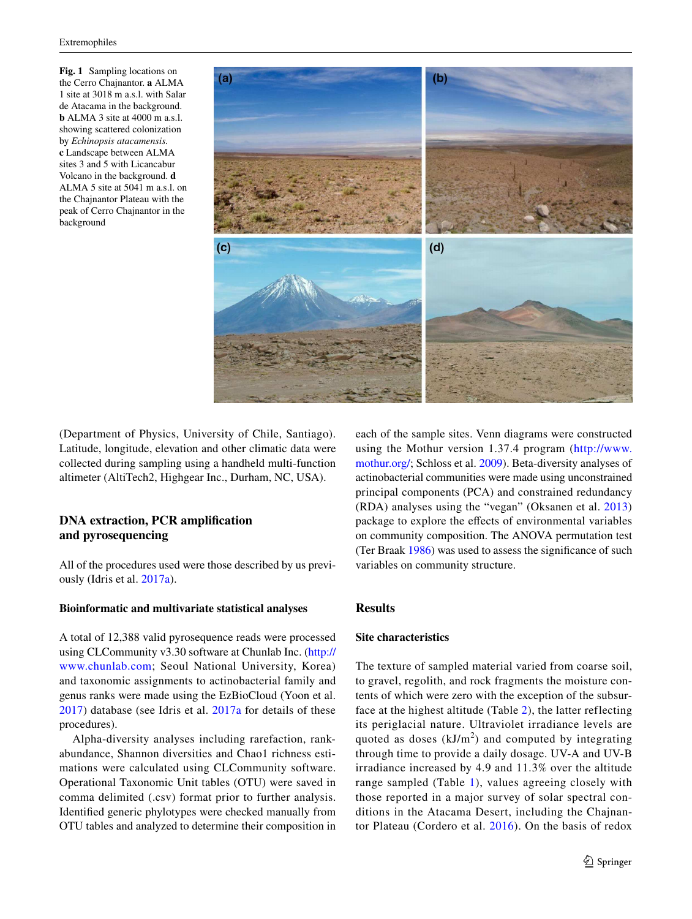**Fig. 1** Sampling locations on the Cerro Chajnantor. **a** ALMA 1 site at 3018 m a.s.l. with Salar de Atacama in the background. **b** ALMA 3 site at 4000 m a.s.l. showing scattered colonization by *Echinopsis atacamensis*. **c** Landscape between ALMA sites 3 and 5 with Licancabur Volcano in the background. **d** ALMA 5 site at 5041 m a.s.l. on the Chajnantor Plateau with the peak of Cerro Chajnantor in the background

(Department of Physics, University of Chile, Santiago). Latitude, longitude, elevation and other climatic data were collected during sampling using a handheld multi-function altimeter (AltiTech2, Highgear Inc., Durham, NC, USA).

## DNA extraction, PCR amplification and pyrosequencing

All of the procedures used were those described by us previously (Idris et al. 2017a).

### Bioinformatic and multivariate statistical analyses

A total of 12,388 valid pyrosequence reads were processed using CLCommunity v3.30 software at Chunlab Inc. (http://www.chunlab.com; Seoul National University, Korea) and taxonomic assignments to actinobacterial family and genus ranks were made using the EzBioCloud (Yoon et al. 2017) database (see Idris et al. 2017a for details of these procedures).

Alpha-diversity analyses including rarefaction, rank-abundance, Shannon diversities and Chao1 richness estimations were calculated using CLCommunity software. Operational Taxonomic Unit tables (OTU) were saved in comma delimited (.csv) format prior to further analysis. Identified generic phylotypes were checked manually from OTU tables and analyzed to determine their composition in each of the sample sites. Venn diagrams were constructed using the Mothur version 1.37.4 program (http://www.mothur.org/; Schloss et al. 2009). Beta-diversity analyses of actinobacterial communities were made using unconstrained principal components (PCA) and constrained redundancy (RDA) analyses using the "vegan" (Oksanen et al. 2013) package to explore the effects of environmental variables on community composition. The ANOVA permutation test (Ter Braak 1986) was used to assess the significance of such variables on community structure.

## Results

### Site characteristics

The texture of sampled material varied from coarse soil, to gravel, regolith, and rock fragments the moisture contents of which were zero with the exception of the subsurface at the highest altitude (Table 2), the latter reflecting its periglacial nature. Ultraviolet irradiance levels are quoted as doses (kJ/m$^2$) and computed by integrating through time to provide a daily dosage. UV-A and UV-B irradiance increased by 4.9 and 11.3% over the altitude range sampled (Table 1), values agreeing closely with those reported in a major survey of solar spectral conditions in the Atacama Desert, including the Chajnantor Plateau (Cordero et al. 2016). On the basis of redox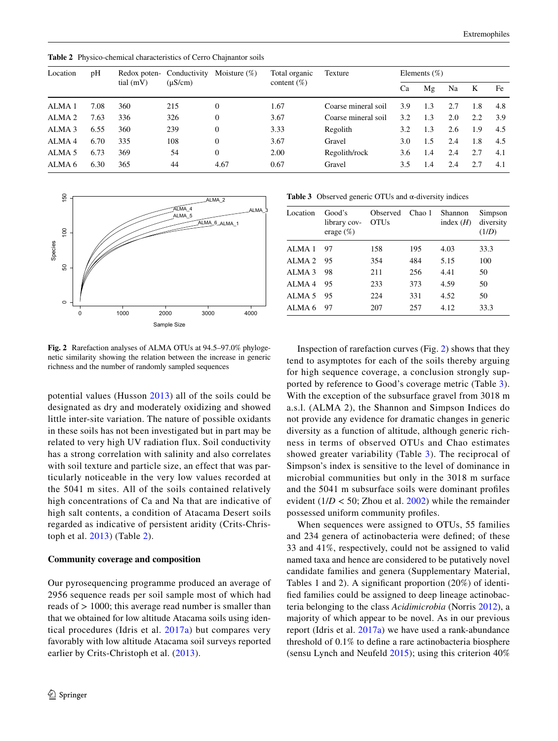**Table 2** Physico-chemical characteristics of Cerro Chajnantor soils

| Location | pH | Redox potential (mV) | Conductivity (μS/cm) | Moisture (%) | Total organic content (%) | Texture | Elements (%) | | | | |
|---|---|---|---|---|---|---|---|---|---|---|---|
| | | | | | | | Ca | Mg | Na | K | Fe |
| ALMA 1 | 7.08 | 360 | 215 | 0 | 1.67 | Coarse mineral soil | 3.9 | 1.3 | 2.7 | 1.8 | 4.8 |
| ALMA 2 | 7.63 | 336 | 326 | 0 | 3.67 | Coarse mineral soil | 3.2 | 1.3 | 2.0 | 2.2 | 3.9 |
| ALMA 3 | 6.55 | 360 | 239 | 0 | 3.33 | Regolith | 3.2 | 1.3 | 2.6 | 1.9 | 4.5 |
| ALMA 4 | 6.70 | 335 | 108 | 0 | 3.67 | Gravel | 3.0 | 1.5 | 2.4 | 1.8 | 4.5 |
| ALMA 5 | 6.73 | 369 | 54 | 0 | 2.00 | Regolith/rock | 3.6 | 1.4 | 2.4 | 2.7 | 4.1 |
| ALMA 6 | 6.30 | 365 | 44 | 4.67 | 0.67 | Gravel | 3.5 | 1.4 | 2.4 | 2.7 | 4.1 |

Species

0
50
100
150

Sample Size

0
1000
2000
3000
4000

ALMA_2
ALMA_4
ALMA_5
ALMA_3
ALMA_6
ALMA_1

**Fig. 2** Rarefaction analyses of ALMA OTUs at 94.5–97.0% phylogenetic similarity showing the relation between the increase in generic richness and the number of randomly sampled sequences

potential values (Husson 2013) all of the soils could be designated as dry and moderately oxidizing and showed little inter-site variation. The nature of possible oxidants in these soils has not been investigated but in part may be related to very high UV radiation flux. Soil conductivity has a strong correlation with salinity and also correlates with soil texture and particle size, an effect that was particularly noticeable in the very low values recorded at the 5041 m sites. All of the soils contained relatively high concentrations of Ca and Na that are indicative of high salt contents, a condition of Atacama Desert soils regarded as indicative of persistent aridity (Crits-Christoph et al. 2013) (Table 2).

### Community coverage and composition

Our pyrosequencing programme produced an average of 2956 sequence reads per soil sample most of which had reads of > 1000; this average read number is smaller than that we obtained for low altitude Atacama soils using identical procedures (Idris et al. 2017a) but compares very favorably with low altitude Atacama soil surveys reported earlier by Crits-Christoph et al. (2013).

**Table 3** Observed generic OTUs and α-diversity indices

| Location | Good's library coverage (%) | Observed OTUs | Chao 1 | Shannon index (*H*) | Simpson diversity (1/*D*) |
|---|---|---|---|---|---|
| ALMA 1 | 97 | 158 | 195 | 4.03 | 33.3 |
| ALMA 2 | 95 | 354 | 484 | 5.15 | 100 |
| ALMA 3 | 98 | 211 | 256 | 4.41 | 50 |
| ALMA 4 | 95 | 233 | 373 | 4.59 | 50 |
| ALMA 5 | 95 | 224 | 331 | 4.52 | 50 |
| ALMA 6 | 97 | 207 | 257 | 4.12 | 33.3 |

Inspection of rarefaction curves (Fig. 2) shows that they tend to asymptotes for each of the soils thereby arguing for high sequence coverage, a conclusion strongly supported by reference to Good's coverage metric (Table 3). With the exception of the subsurface gravel from 3018 m a.s.l. (ALMA 2), the Shannon and Simpson Indices do not provide any evidence for dramatic changes in generic diversity as a function of altitude, although generic richness in terms of observed OTUs and Chao estimates showed greater variability (Table 3). The reciprocal of Simpson's index is sensitive to the level of dominance in microbial communities but only in the 3018 m surface and the 5041 m subsurface soils were dominant profiles evident ($1/D < 50$; Zhou et al. 2002) while the remainder possessed uniform community profiles.

When sequences were assigned to OTUs, 55 families and 234 genera of actinobacteria were defined; of these 33 and 41%, respectively, could not be assigned to valid named taxa and hence are considered to be putatively novel candidate families and genera (Supplementary Material, Tables 1 and 2). A significant proportion (20%) of identified families could be assigned to deep lineage actinobacteria belonging to the class *Acidimicrobia* (Norris 2012), a majority of which appear to be novel. As in our previous report (Idris et al. 2017a) we have used a rank-abundance threshold of 0.1% to define a rare actinobacteria biosphere (sensu Lynch and Neufeld 2015); using this criterion 40%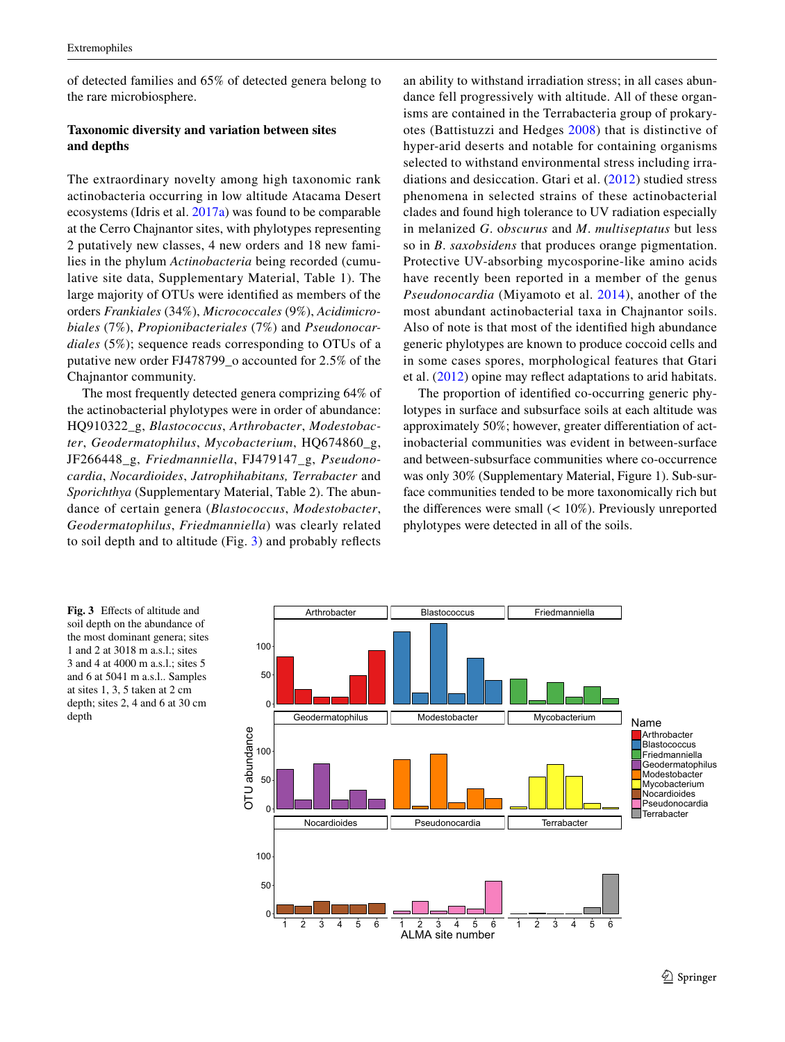of detected families and 65% of detected genera belong to the rare microbiosphere.

### Taxonomic diversity and variation between sites and depths

The extraordinary novelty among high taxonomic rank actinobacteria occurring in low altitude Atacama Desert ecosystems (Idris et al. 2017a) was found to be comparable at the Cerro Chajnantor sites, with phylotypes representing 2 putatively new classes, 4 new orders and 18 new families in the phylum *Actinobacteria* being recorded (cumulative site data, Supplementary Material, Table 1). The large majority of OTUs were identified as members of the orders *Frankiales* (34%), *Micrococcales* (9%), *Acidimicrobiales* (7%), *Propionibacteriales* (7%) and *Pseudonocardiales* (5%); sequence reads corresponding to OTUs of a putative new order FJ478799_o accounted for 2.5% of the Chajnantor community.

The most frequently detected genera comprizing 64% of the actinobacterial phylotypes were in order of abundance: HQ910322_g, *Blastococcus*, *Arthrobacter*, *Modestobacter*, *Geodermatophilus*, *Mycobacterium*, HQ674860_g, JF266448_g, *Friedmanniella*, FJ479147_g, *Pseudonocardia*, *Nocardioides*, *Jatrophihabitans, Terrabacter* and *Sporichthya* (Supplementary Material, Table 2). The abundance of certain genera (*Blastococcus*, *Modestobacter*, *Geodermatophilus*, *Friedmanniella*) was clearly related to soil depth and to altitude (Fig. 3) and probably reflects an ability to withstand irradiation stress; in all cases abundance fell progressively with altitude. All of these organisms are contained in the Terrabacteria group of prokaryotes (Battistuzzi and Hedges 2008) that is distinctive of hyper-arid deserts and notable for containing organisms selected to withstand environmental stress including irradiations and desiccation. Gtari et al. (2012) studied stress phenomena in selected strains of these actinobacterial clades and found high tolerance to UV radiation especially in melanized *G. obscurus* and *M. multiseptatus* but less so in *B. saxobsidens* that produces orange pigmentation. Protective UV-absorbing mycosporine-like amino acids have recently been reported in a member of the genus *Pseudonocardia* (Miyamoto et al. 2014), another of the most abundant actinobacterial taxa in Chajnantor soils. Also of note is that most of the identified high abundance generic phylotypes are known to produce coccoid cells and in some cases spores, morphological features that Gtari et al. (2012) opine may reflect adaptations to arid habitats.

The proportion of identified co-occurring generic phylotypes in surface and subsurface soils at each altitude was approximately 50%; however, greater differentiation of actinobacterial communities was evident in between-surface and between-subsurface communities where co-occurrence was only 30% (Supplementary Material, Figure 1). Sub-surface communities tended to be more taxonomically rich but the differences were small (< 10%). Previously unreported phylotypes were detected in all of the soils.

Arthrobacter
Blastococcus
Friedmanniella
Geodermatophilus
Modestobacter
Mycobacterium
Nocardioides
Pseudonocardia
Terrabacter

OTU abundance
0
50
100

1 2 3 4 5 6
ALMA site number

Name
Arthrobacter
Blastococcus
Friedmanniella
Geodermatophilus
Modestobacter
Mycobacterium
Nocardioides
Pseudonocardia
Terrabacter

**Fig. 3** Effects of altitude and soil depth on the abundance of the most dominant genera; sites 1 and 2 at 3018 m a.s.l.; sites 3 and 4 at 4000 m a.s.l.; sites 5 and 6 at 5041 m a.s.l.. Samples at sites 1, 3, 5 taken at 2 cm depth; sites 2, 4 and 6 at 30 cm depth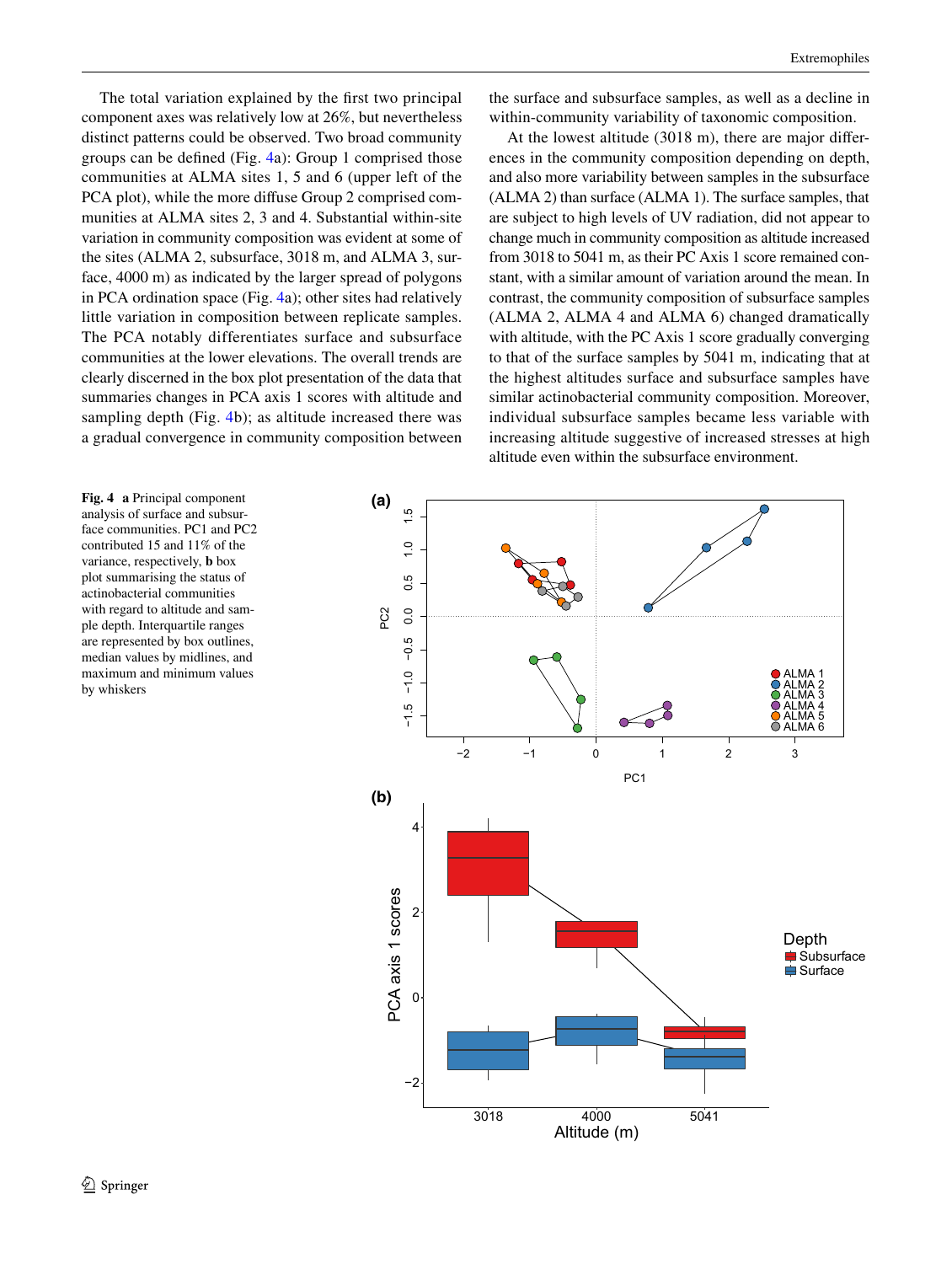The total variation explained by the first two principal component axes was relatively low at 26%, but nevertheless distinct patterns could be observed. Two broad community groups can be defined (Fig. 4a): Group 1 comprised those communities at ALMA sites 1, 5 and 6 (upper left of the PCA plot), while the more diffuse Group 2 comprised communities at ALMA sites 2, 3 and 4. Substantial within-site variation in community composition was evident at some of the sites (ALMA 2, subsurface, 3018 m, and ALMA 3, surface, 4000 m) as indicated by the larger spread of polygons in PCA ordination space (Fig. 4a); other sites had relatively little variation in composition between replicate samples. The PCA notably differentiates surface and subsurface communities at the lower elevations. The overall trends are clearly discerned in the box plot presentation of the data that summaries changes in PCA axis 1 scores with altitude and sampling depth (Fig. 4b); as altitude increased there was a gradual convergence in community composition between the surface and subsurface samples, as well as a decline in within-community variability of taxonomic composition.

At the lowest altitude (3018 m), there are major differences in the community composition depending on depth, and also more variability between samples in the subsurface (ALMA 2) than surface (ALMA 1). The surface samples, that are subject to high levels of UV radiation, did not appear to change much in community composition as altitude increased from 3018 to 5041 m, as their PC Axis 1 score remained constant, with a similar amount of variation around the mean. In contrast, the community composition of subsurface samples (ALMA 2, ALMA 4 and ALMA 6) changed dramatically with altitude, with the PC Axis 1 score gradually converging to that of the surface samples by 5041 m, indicating that at the highest altitudes surface and subsurface samples have similar actinobacterial community composition. Moreover, individual subsurface samples became less variable with increasing altitude suggestive of increased stresses at high altitude even within the subsurface environment.

(a)

PC2

1.5
1.0
0.5
0.0
−0.5
−1.0
−1.5

−2
−1
0
1
2
3

PC1

ALMA 1
ALMA 2
ALMA 3
ALMA 4
ALMA 5
ALMA 6

(b)

PCA axis 1 scores

4
2
0
−2

3018
4000
5041

Altitude (m)

Depth
Subsurface
Surface

**Fig. 4** **a** Principal component analysis of surface and subsurface communities. PC1 and PC2 contributed 15 and 11% of the variance, respectively, **b** box plot summarising the status of actinobacterial communities with regard to altitude and sample depth. Interquartile ranges are represented by box outlines, median values by midlines, and maximum and minimum values by whiskers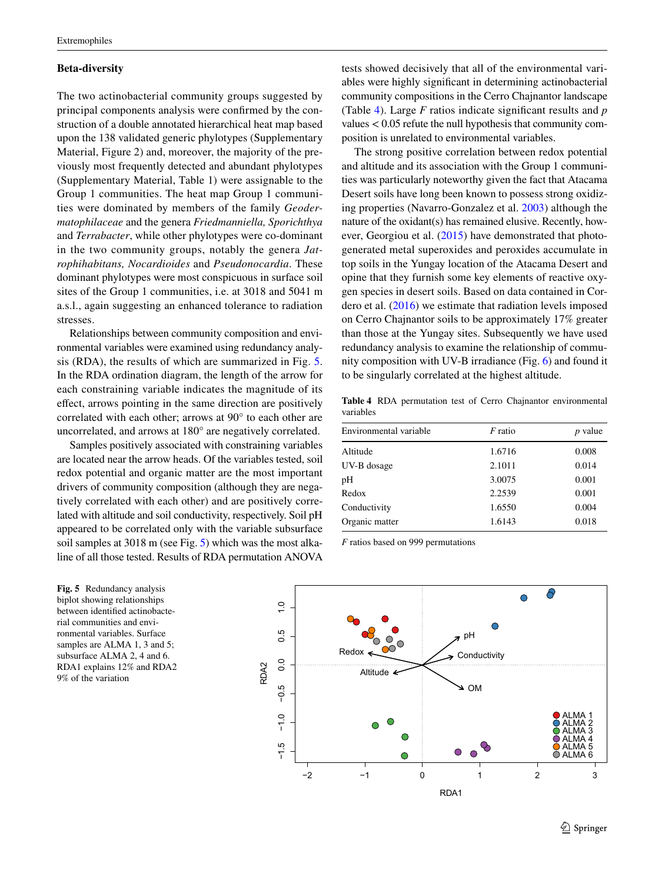### Beta-diversity

The two actinobacterial community groups suggested by principal components analysis were confirmed by the construction of a double annotated hierarchical heat map based upon the 138 validated generic phylotypes (Supplementary Material, Figure 2) and, moreover, the majority of the previously most frequently detected and abundant phylotypes (Supplementary Material, Table 1) were assignable to the Group 1 communities. The heat map Group 1 communities were dominated by members of the family *Geodermatophilaceae* and the genera *Friedmanniella, Sporichthya* and *Terrabacter*, while other phylotypes were co-dominant in the two community groups, notably the genera *Jatrophihabitans, Nocardioides* and *Pseudonocardia*. These dominant phylotypes were most conspicuous in surface soil sites of the Group 1 communities, i.e. at 3018 and 5041 m a.s.l., again suggesting an enhanced tolerance to radiation stresses.

Relationships between community composition and environmental variables were examined using redundancy analysis (RDA), the results of which are summarized in Fig. 5. In the RDA ordination diagram, the length of the arrow for each constraining variable indicates the magnitude of its effect, arrows pointing in the same direction are positively correlated with each other; arrows at 90° to each other are uncorrelated, and arrows at 180° are negatively correlated.

Samples positively associated with constraining variables are located near the arrow heads. Of the variables tested, soil redox potential and organic matter are the most important drivers of community composition (although they are negatively correlated with each other) and are positively correlated with altitude and soil conductivity, respectively. Soil pH appeared to be correlated only with the variable subsurface soil samples at 3018 m (see Fig. 5) which was the most alkaline of all those tested. Results of RDA permutation ANOVA tests showed decisively that all of the environmental variables were highly significant in determining actinobacterial community compositions in the Cerro Chajnantor landscape (Table 4). Large *F* ratios indicate significant results and *p* values < 0.05 refute the null hypothesis that community composition is unrelated to environmental variables.

The strong positive correlation between redox potential and altitude and its association with the Group 1 communities was particularly noteworthy given the fact that Atacama Desert soils have long been known to possess strong oxidizing properties (Navarro-Gonzalez et al. 2003) although the nature of the oxidant(s) has remained elusive. Recently, however, Georgiou et al. (2015) have demonstrated that photo-generated metal superoxides and peroxides accumulate in top soils in the Yungay location of the Atacama Desert and opine that they furnish some key elements of reactive oxygen species in desert soils. Based on data contained in Cordero et al. (2016) we estimate that radiation levels imposed on Cerro Chajnantor soils to be approximately 17% greater than those at the Yungay sites. Subsequently we have used redundancy analysis to examine the relationship of community composition with UV-B irradiance (Fig. 6) and found it to be singularly correlated at the highest altitude.

**Table 4** RDA permutation test of Cerro Chajnantor environmental variables

| Environmental variable | *F* ratio | *p* value |
|---|---|---|
| Altitude | 1.6716 | 0.008 |
| UV-B dosage | 2.1011 | 0.014 |
| pH | 3.0075 | 0.001 |
| Redox | 2.2539 | 0.001 |
| Conductivity | 1.6550 | 0.004 |
| Organic matter | 1.6143 | 0.018 |

*F* ratios based on 999 permutations

RDA2
1.0
0.5
0.0
−0.5
−1.0
−1.5
RDA1
−2
−1
0
1
2
3
pH
Conductivity
Redox
Altitude
OM
ALMA 1
ALMA 2
ALMA 3
ALMA 4
ALMA 5
ALMA 6

**Fig. 5** Redundancy analysis biplot showing relationships between identified actinobacterial communities and environmental variables. Surface samples are ALMA 1, 3 and 5; subsurface ALMA 2, 4 and 6. RDA1 explains 12% and RDA2 9% of the variation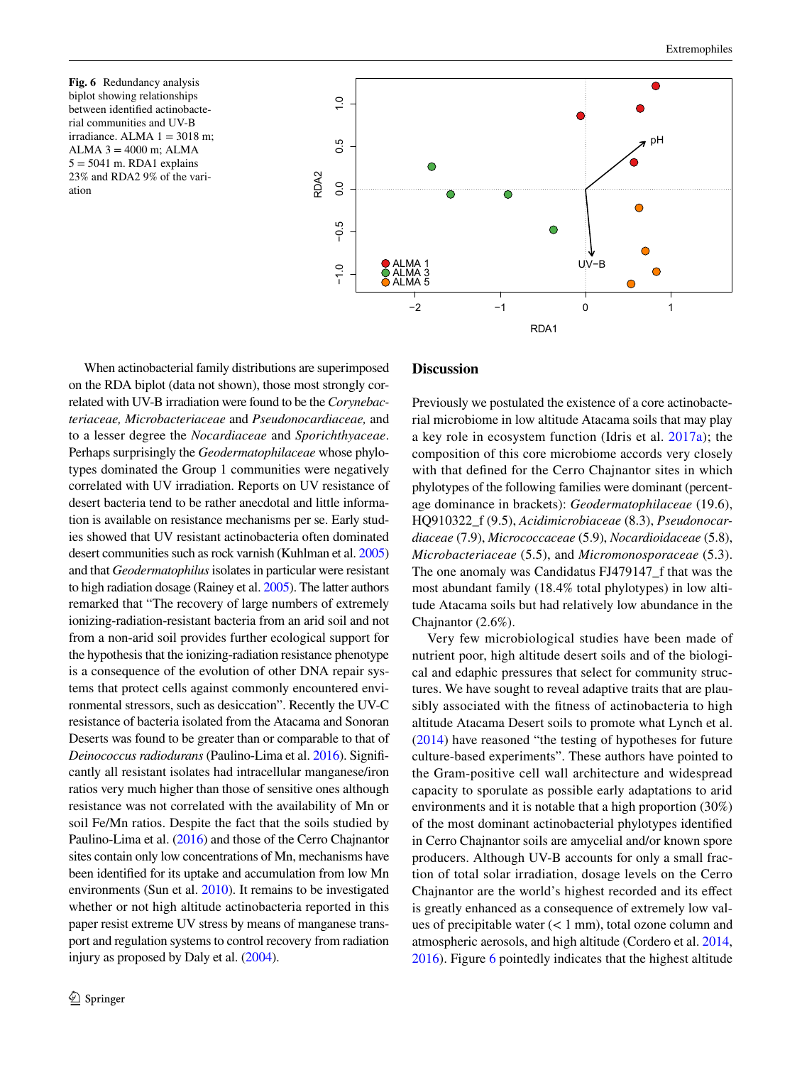**Fig. 6** Redundancy analysis biplot showing relationships between identified actinobacterial communities and UV-B irradiance. ALMA 1 = 3018 m; ALMA 3 = 4000 m; ALMA 5 = 5041 m. RDA1 explains 23% and RDA2 9% of the variation

When actinobacterial family distributions are superimposed on the RDA biplot (data not shown), those most strongly correlated with UV-B irradiation were found to be the *Corynebacteriaceae, Microbacteriaceae* and *Pseudonocardiaceae,* and to a lesser degree the *Nocardiaceae* and *Sporichthyaceae*. Perhaps surprisingly the *Geodermatophilaceae* whose phylotypes dominated the Group 1 communities were negatively correlated with UV irradiation. Reports on UV resistance of desert bacteria tend to be rather anecdotal and little information is available on resistance mechanisms per se. Early studies showed that UV resistant actinobacteria often dominated desert communities such as rock varnish (Kuhlman et al. 2005) and that *Geodermatophilus* isolates in particular were resistant to high radiation dosage (Rainey et al. 2005). The latter authors remarked that "The recovery of large numbers of extremely ionizing-radiation-resistant bacteria from an arid soil and not from a non-arid soil provides further ecological support for the hypothesis that the ionizing-radiation resistance phenotype is a consequence of the evolution of other DNA repair systems that protect cells against commonly encountered environmental stressors, such as desiccation". Recently the UV-C resistance of bacteria isolated from the Atacama and Sonoran Deserts was found to be greater than or comparable to that of *Deinococcus radiodurans* (Paulino-Lima et al. 2016). Significantly all resistant isolates had intracellular manganese/iron ratios very much higher than those of sensitive ones although resistance was not correlated with the availability of Mn or soil Fe/Mn ratios. Despite the fact that the soils studied by Paulino-Lima et al. (2016) and those of the Cerro Chajnantor sites contain only low concentrations of Mn, mechanisms have been identified for its uptake and accumulation from low Mn environments (Sun et al. 2010). It remains to be investigated whether or not high altitude actinobacteria reported in this paper resist extreme UV stress by means of manganese transport and regulation systems to control recovery from radiation injury as proposed by Daly et al. (2004).

## Discussion

Previously we postulated the existence of a core actinobacterial microbiome in low altitude Atacama soils that may play a key role in ecosystem function (Idris et al. 2017a); the composition of this core microbiome accords very closely with that defined for the Cerro Chajnantor sites in which phylotypes of the following families were dominant (percentage dominance in brackets): *Geodermatophilaceae* (19.6), HQ910322_f (9.5), *Acidimicrobiaceae* (8.3), *Pseudonocardiaceae* (7.9), *Micrococcaceae* (5.9), *Nocardioidaceae* (5.8), *Microbacteriaceae* (5.5), and *Micromonosporaceae* (5.3). The one anomaly was Candidatus FJ479147_f that was the most abundant family (18.4% total phylotypes) in low altitude Atacama soils but had relatively low abundance in the Chajnantor (2.6%).

Very few microbiological studies have been made of nutrient poor, high altitude desert soils and of the biological and edaphic pressures that select for community structures. We have sought to reveal adaptive traits that are plausibly associated with the fitness of actinobacteria to high altitude Atacama Desert soils to promote what Lynch et al. (2014) have reasoned "the testing of hypotheses for future culture-based experiments". These authors have pointed to the Gram-positive cell wall architecture and widespread capacity to sporulate as possible early adaptations to arid environments and it is notable that a high proportion (30%) of the most dominant actinobacterial phylotypes identified in Cerro Chajnantor soils are amycelial and/or known spore producers. Although UV-B accounts for only a small fraction of total solar irradiation, dosage levels on the Cerro Chajnantor are the world's highest recorded and its effect is greatly enhanced as a consequence of extremely low values of precipitable water (< 1 mm), total ozone column and atmospheric aerosols, and high altitude (Cordero et al. 2014, 2016). Figure 6 pointedly indicates that the highest altitude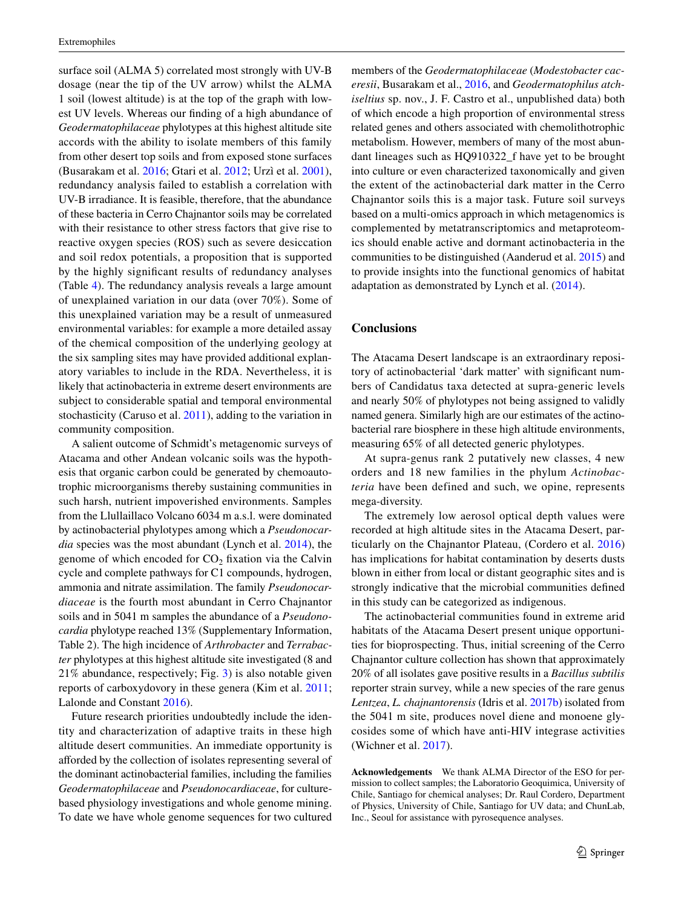surface soil (ALMA 5) correlated most strongly with UV-B dosage (near the tip of the UV arrow) whilst the ALMA 1 soil (lowest altitude) is at the top of the graph with lowest UV levels. Whereas our finding of a high abundance of *Geodermatophilaceae* phylotypes at this highest altitude site accords with the ability to isolate members of this family from other desert top soils and from exposed stone surfaces (Busarakam et al. 2016; Gtari et al. 2012; Urzì et al. 2001), redundancy analysis failed to establish a correlation with UV-B irradiance. It is feasible, therefore, that the abundance of these bacteria in Cerro Chajnantor soils may be correlated with their resistance to other stress factors that give rise to reactive oxygen species (ROS) such as severe desiccation and soil redox potentials, a proposition that is supported by the highly significant results of redundancy analyses (Table 4). The redundancy analysis reveals a large amount of unexplained variation in our data (over 70%). Some of this unexplained variation may be a result of unmeasured environmental variables: for example a more detailed assay of the chemical composition of the underlying geology at the six sampling sites may have provided additional explanatory variables to include in the RDA. Nevertheless, it is likely that actinobacteria in extreme desert environments are subject to considerable spatial and temporal environmental stochasticity (Caruso et al. 2011), adding to the variation in community composition.

A salient outcome of Schmidt's metagenomic surveys of Atacama and other Andean volcanic soils was the hypothesis that organic carbon could be generated by chemoautotrophic microorganisms thereby sustaining communities in such harsh, nutrient impoverished environments. Samples from the Llullaillaco Volcano 6034 m a.s.l. were dominated by actinobacterial phylotypes among which a *Pseudonocardia* species was the most abundant (Lynch et al. 2014), the genome of which encoded for $CO_2$ fixation via the Calvin cycle and complete pathways for C1 compounds, hydrogen, ammonia and nitrate assimilation. The family *Pseudonocardiaceae* is the fourth most abundant in Cerro Chajnantor soils and in 5041 m samples the abundance of a *Pseudonocardia* phylotype reached 13% (Supplementary Information, Table 2). The high incidence of *Arthrobacter* and *Terrabacter* phylotypes at this highest altitude site investigated (8 and 21% abundance, respectively; Fig. 3) is also notable given reports of carboxydovory in these genera (Kim et al. 2011; Lalonde and Constant 2016).

Future research priorities undoubtedly include the identity and characterization of adaptive traits in these high altitude desert communities. An immediate opportunity is afforded by the collection of isolates representing several of the dominant actinobacterial families, including the families *Geodermatophilaceae* and *Pseudonocardiaceae*, for culture-based physiology investigations and whole genome mining. To date we have whole genome sequences for two cultured members of the *Geodermatophilaceae* (*Modestobacter caceresii*, Busarakam et al., 2016, and *Geodermatophilus atchiseltius* sp. nov., J. F. Castro et al., unpublished data) both of which encode a high proportion of environmental stress related genes and others associated with chemolithotrophic metabolism. However, members of many of the most abundant lineages such as HQ910322_f have yet to be brought into culture or even characterized taxonomically and given the extent of the actinobacterial dark matter in the Cerro Chajnantor soils this is a major task. Future soil surveys based on a multi-omics approach in which metagenomics is complemented by metatranscriptomics and metaproteomics should enable active and dormant actinobacteria in the communities to be distinguished (Aanderud et al. 2015) and to provide insights into the functional genomics of habitat adaptation as demonstrated by Lynch et al. (2014).

## Conclusions

The Atacama Desert landscape is an extraordinary repository of actinobacterial 'dark matter' with significant numbers of Candidatus taxa detected at supra-generic levels and nearly 50% of phylotypes not being assigned to validly named genera. Similarly high are our estimates of the actinobacterial rare biosphere in these high altitude environments, measuring 65% of all detected generic phylotypes.

At supra-genus rank 2 putatively new classes, 4 new orders and 18 new families in the phylum *Actinobacteria* have been defined and such, we opine, represents mega-diversity.

The extremely low aerosol optical depth values were recorded at high altitude sites in the Atacama Desert, particularly on the Chajnantor Plateau, (Cordero et al. 2016) has implications for habitat contamination by deserts dusts blown in either from local or distant geographic sites and is strongly indicative that the microbial communities defined in this study can be categorized as indigenous.

The actinobacterial communities found in extreme arid habitats of the Atacama Desert present unique opportunities for bioprospecting. Thus, initial screening of the Cerro Chajnantor culture collection has shown that approximately 20% of all isolates gave positive results in a *Bacillus subtilis* reporter strain survey, while a new species of the rare genus *Lentzea*, *L. chajnantorensis* (Idris et al. 2017b) isolated from the 5041 m site, produces novel diene and monoene glycosides some of which have anti-HIV integrase activities (Wichner et al. 2017).

**Acknowledgements** We thank ALMA Director of the ESO for permission to collect samples; the Laboratorio Geoquimica, University of Chile, Santiago for chemical analyses; Dr. Raul Cordero, Department of Physics, University of Chile, Santiago for UV data; and ChunLab, Inc., Seoul for assistance with pyrosequence analyses.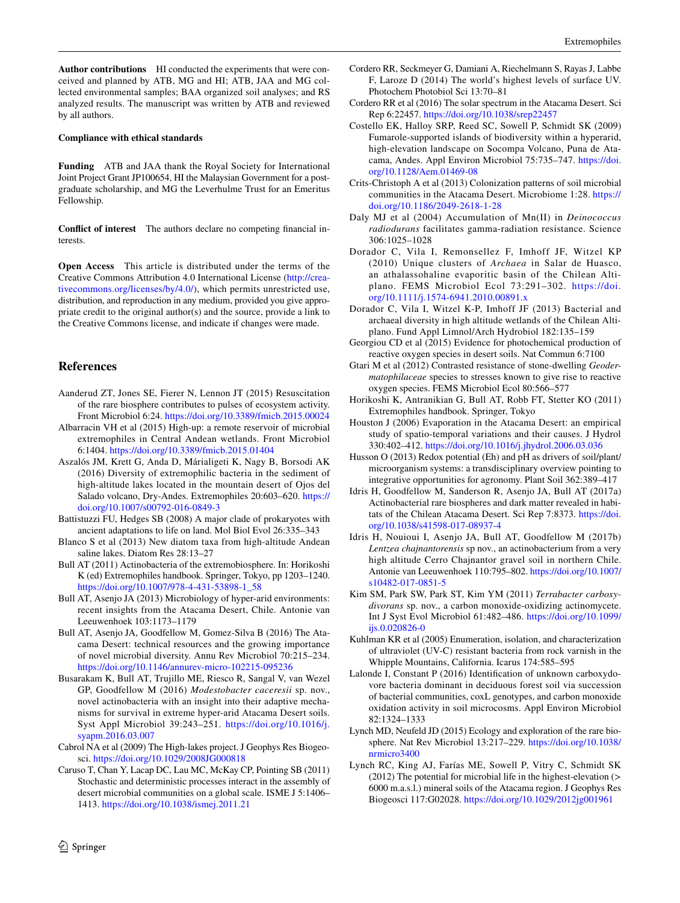**Author contributions** HI conducted the experiments that were conceived and planned by ATB, MG and HI; ATB, JAA and MG collected environmental samples; BAA organized soil analyses; and RS analyzed results. The manuscript was written by ATB and reviewed by all authors.

**Compliance with ethical standards**

**Funding** ATB and JAA thank the Royal Society for International Joint Project Grant JP100654, HI the Malaysian Government for a postgraduate scholarship, and MG the Leverhulme Trust for an Emeritus Fellowship.

**Conflict of interest** The authors declare no competing financial interests.

**Open Access** This article is distributed under the terms of the Creative Commons Attribution 4.0 International License (http://creativecommons.org/licenses/by/4.0/), which permits unrestricted use, distribution, and reproduction in any medium, provided you give appropriate credit to the original author(s) and the source, provide a link to the Creative Commons license, and indicate if changes were made.

## References

Aanderud ZT, Jones SE, Fierer N, Lennon JT (2015) Resuscitation of the rare biosphere contributes to pulses of ecosystem activity. Front Microbiol 6:24. https://doi.org/10.3389/fmicb.2015.00024

Albarracin VH et al (2015) High-up: a remote reservoir of microbial extremophiles in Central Andean wetlands. Front Microbiol 6:1404. https://doi.org/10.3389/fmicb.2015.01404

Aszalós JM, Krett G, Anda D, Márialigeti K, Nagy B, Borsodi AK (2016) Diversity of extremophilic bacteria in the sediment of high-altitude lakes located in the mountain desert of Ojos del Salado volcano, Dry-Andes. Extremophiles 20:603–620. https://doi.org/10.1007/s00792-016-0849-3

Battistuzzi FU, Hedges SB (2008) A major clade of prokaryotes with ancient adaptations to life on land. Mol Biol Evol 26:335–343

Blanco S et al (2013) New diatom taxa from high-altitude Andean saline lakes. Diatom Res 28:13–27

Bull AT (2011) Actinobacteria of the extremobiosphere. In: Horikoshi K (ed) Extremophiles handbook. Springer, Tokyo, pp 1203–1240. https://doi.org/10.1007/978-4-431-53898-1_58

Bull AT, Asenjo JA (2013) Microbiology of hyper-arid environments: recent insights from the Atacama Desert, Chile. Antonie van Leeuwenhoek 103:1173–1179

Bull AT, Asenjo JA, Goodfellow M, Gomez-Silva B (2016) The Atacama Desert: technical resources and the growing importance of novel microbial diversity. Annu Rev Microbiol 70:215–234. https://doi.org/10.1146/annurev-micro-102215-095236

Busarakam K, Bull AT, Trujillo ME, Riesco R, Sangal V, van Wezel GP, Goodfellow M (2016) *Modestobacter caceresii* sp. nov., novel actinobacteria with an insight into their adaptive mechanisms for survival in extreme hyper-arid Atacama Desert soils. Syst Appl Microbiol 39:243–251. https://doi.org/10.1016/j.syapm.2016.03.007

Cabrol NA et al (2009) The High-lakes project. J Geophys Res Biogeosci. https://doi.org/10.1029/2008JG000818

Caruso T, Chan Y, Lacap DC, Lau MC, McKay CP, Pointing SB (2011) Stochastic and deterministic processes interact in the assembly of desert microbial communities on a global scale. ISME J 5:1406–1413. https://doi.org/10.1038/ismej.2011.21

Cordero RR, Seckmeyer G, Damiani A, Riechelmann S, Rayas J, Labbe F, Laroze D (2014) The world's highest levels of surface UV. Photochem Photobiol Sci 13:70–81

Cordero RR et al (2016) The solar spectrum in the Atacama Desert. Sci Rep 6:22457. https://doi.org/10.1038/srep22457

Costello EK, Halloy SRP, Reed SC, Sowell P, Schmidt SK (2009) Fumarole-supported islands of biodiversity within a hyperarid, high-elevation landscape on Socompa Volcano, Puna de Atacama, Andes. Appl Environ Microbiol 75:735–747. https://doi.org/10.1128/Aem.01469-08

Crits-Christoph A et al (2013) Colonization patterns of soil microbial communities in the Atacama Desert. Microbiome 1:28. https://doi.org/10.1186/2049-2618-1-28

Daly MJ et al (2004) Accumulation of Mn(II) in *Deinococcus radiodurans* facilitates gamma-radiation resistance. Science 306:1025–1028

Dorador C, Vila I, Remonsellez F, Imhoff JF, Witzel KP (2010) Unique clusters of *Archaea* in Salar de Huasco, an athalassohaline evaporitic basin of the Chilean Altiplano. FEMS Microbiol Ecol 73:291–302. https://doi.org/10.1111/j.1574-6941.2010.00891.x

Dorador C, Vila I, Witzel K-P, Imhoff JF (2013) Bacterial and archaeal diversity in high altitude wetlands of the Chilean Altiplano. Fund Appl Limnol/Arch Hydrobiol 182:135–159

Georgiou CD et al (2015) Evidence for photochemical production of reactive oxygen species in desert soils. Nat Commun 6:7100

Gtari M et al (2012) Contrasted resistance of stone-dwelling *Geodermatophilaceae* species to stresses known to give rise to reactive oxygen species. FEMS Microbiol Ecol 80:566–577

Horikoshi K, Antranikian G, Bull AT, Robb FT, Stetter KO (2011) Extremophiles handbook. Springer, Tokyo

Houston J (2006) Evaporation in the Atacama Desert: an empirical study of spatio-temporal variations and their causes. J Hydrol 330:402–412. https://doi.org/10.1016/j.jhydrol.2006.03.036

Husson O (2013) Redox potential (Eh) and pH as drivers of soil/plant/microorganism systems: a transdisciplinary overview pointing to integrative opportunities for agronomy. Plant Soil 362:389–417

Idris H, Goodfellow M, Sanderson R, Asenjo JA, Bull AT (2017a) Actinobacterial rare biospheres and dark matter revealed in habitats of the Chilean Atacama Desert. Sci Rep 7:8373. https://doi.org/10.1038/s41598-017-08937-4

Idris H, Nouioui I, Asenjo JA, Bull AT, Goodfellow M (2017b) *Lentzea chajnantorensis* sp nov., an actinobacterium from a very high altitude Cerro Chajnantor gravel soil in northern Chile. Antonie van Leeuwenhoek 110:795–802. https://doi.org/10.1007/s10482-017-0851-5

Kim SM, Park SW, Park ST, Kim YM (2011) *Terrabacter carboxydivorans* sp. nov., a carbon monoxide-oxidizing actinomycete. Int J Syst Evol Microbiol 61:482–486. https://doi.org/10.1099/ijs.0.020826-0

Kuhlman KR et al (2005) Enumeration, isolation, and characterization of ultraviolet (UV-C) resistant bacteria from rock varnish in the Whipple Mountains, California. Icarus 174:585–595

Lalonde I, Constant P (2016) Identification of unknown carboxydovore bacteria dominant in deciduous forest soil via succession of bacterial communities, coxL genotypes, and carbon monoxide oxidation activity in soil microcosms. Appl Environ Microbiol 82:1324–1333

Lynch MD, Neufeld JD (2015) Ecology and exploration of the rare biosphere. Nat Rev Microbiol 13:217–229. https://doi.org/10.1038/nrmicro3400

Lynch RC, King AJ, Farías ME, Sowell P, Vitry C, Schmidt SK (2012) The potential for microbial life in the highest-elevation (> 6000 m.a.s.l.) mineral soils of the Atacama region. J Geophys Res Biogeosci 117:G02028. https://doi.org/10.1029/2012jg001961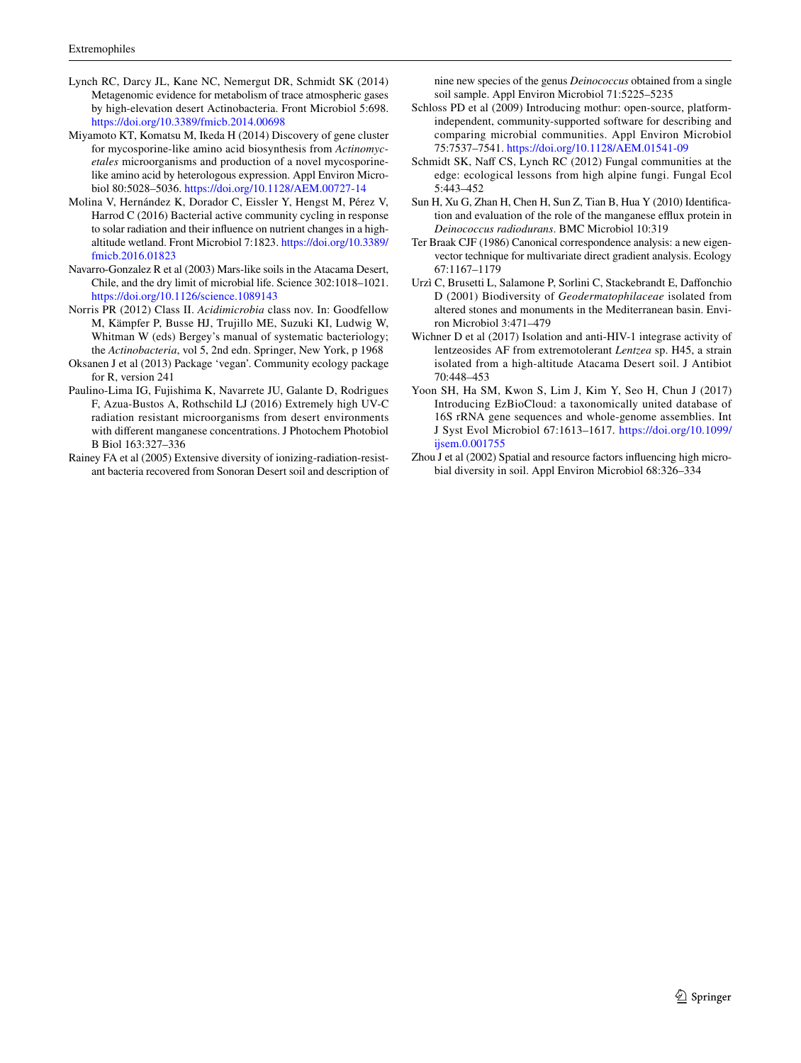Lynch RC, Darcy JL, Kane NC, Nemergut DR, Schmidt SK (2014) Metagenomic evidence for metabolism of trace atmospheric gases by high-elevation desert Actinobacteria. Front Microbiol 5:698. https://doi.org/10.3389/fmicb.2014.00698

Miyamoto KT, Komatsu M, Ikeda H (2014) Discovery of gene cluster for mycosporine-like amino acid biosynthesis from *Actinomycetales* microorganisms and production of a novel mycosporine-like amino acid by heterologous expression. Appl Environ Microbiol 80:5028–5036. https://doi.org/10.1128/AEM.00727-14

Molina V, Hernández K, Dorador C, Eissler Y, Hengst M, Pérez V, Harrod C (2016) Bacterial active community cycling in response to solar radiation and their influence on nutrient changes in a high-altitude wetland. Front Microbiol 7:1823. https://doi.org/10.3389/fmicb.2016.01823

Navarro-Gonzalez R et al (2003) Mars-like soils in the Atacama Desert, Chile, and the dry limit of microbial life. Science 302:1018–1021. https://doi.org/10.1126/science.1089143

Norris PR (2012) Class II. *Acidimicrobia* class nov. In: Goodfellow M, Kämpfer P, Busse HJ, Trujillo ME, Suzuki KI, Ludwig W, Whitman W (eds) Bergey's manual of systematic bacteriology; the *Actinobacteria*, vol 5, 2nd edn. Springer, New York, p 1968

Oksanen J et al (2013) Package 'vegan'. Community ecology package for R, version 241

Paulino-Lima IG, Fujishima K, Navarrete JU, Galante D, Rodrigues F, Azua-Bustos A, Rothschild LJ (2016) Extremely high UV-C radiation resistant microorganisms from desert environments with different manganese concentrations. J Photochem Photobiol B Biol 163:327–336

Rainey FA et al (2005) Extensive diversity of ionizing-radiation-resistant bacteria recovered from Sonoran Desert soil and description of nine new species of the genus *Deinococcus* obtained from a single soil sample. Appl Environ Microbiol 71:5225–5235

Schloss PD et al (2009) Introducing mothur: open-source, platform-independent, community-supported software for describing and comparing microbial communities. Appl Environ Microbiol 75:7537–7541. https://doi.org/10.1128/AEM.01541-09

Schmidt SK, Naff CS, Lynch RC (2012) Fungal communities at the edge: ecological lessons from high alpine fungi. Fungal Ecol 5:443–452

Sun H, Xu G, Zhan H, Chen H, Sun Z, Tian B, Hua Y (2010) Identification and evaluation of the role of the manganese efflux protein in *Deinococcus radiodurans*. BMC Microbiol 10:319

Ter Braak CJF (1986) Canonical correspondence analysis: a new eigenvector technique for multivariate direct gradient analysis. Ecology 67:1167–1179

Urzì C, Brusetti L, Salamone P, Sorlini C, Stackebrandt E, Daffonchio D (2001) Biodiversity of *Geodermatophilaceae* isolated from altered stones and monuments in the Mediterranean basin. Environ Microbiol 3:471–479

Wichner D et al (2017) Isolation and anti-HIV-1 integrase activity of lentzeosides AF from extremotolerant *Lentzea* sp. H45, a strain isolated from a high-altitude Atacama Desert soil. J Antibiot 70:448–453

Yoon SH, Ha SM, Kwon S, Lim J, Kim Y, Seo H, Chun J (2017) Introducing EzBioCloud: a taxonomically united database of 16S rRNA gene sequences and whole-genome assemblies. Int J Syst Evol Microbiol 67:1613–1617. https://doi.org/10.1099/ijsem.0.001755

Zhou J et al (2002) Spatial and resource factors influencing high microbial diversity in soil. Appl Environ Microbiol 68:326–334